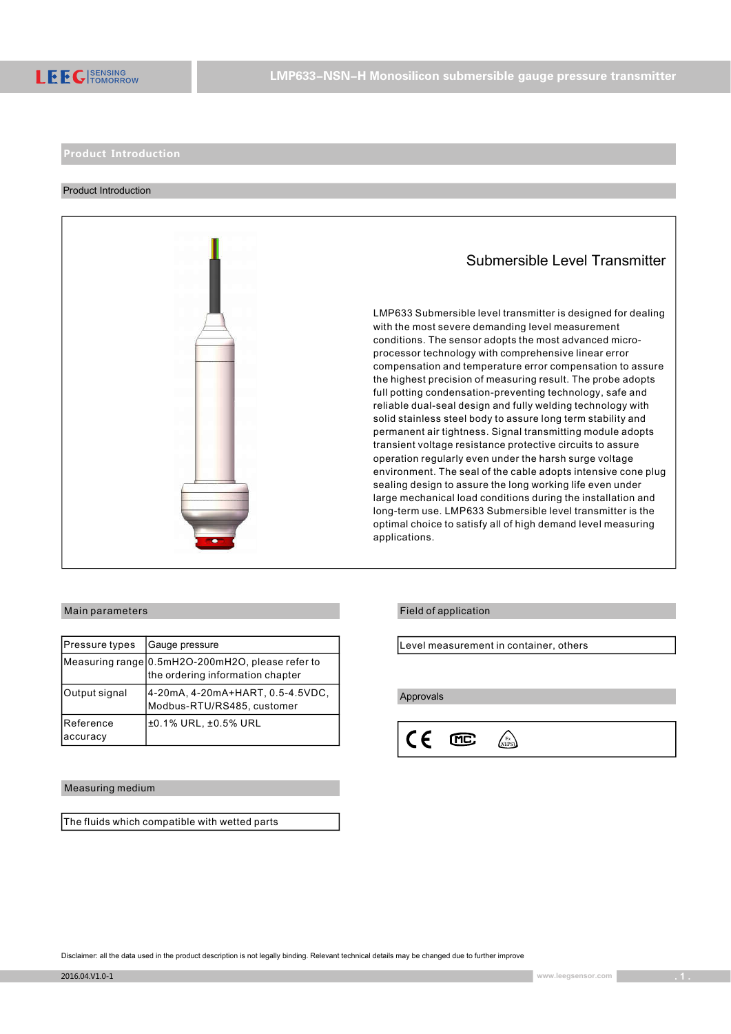# LMP633-NSN-H Monosilicon submersible gauge pressure transmitter

## Product Introduction

### Product Introduction

#### Submersible Level Transmitter

LMP633 Submersible level transmitter is designed for dealing with the most severe demanding level measurement conditions. The sensor adopts the most advanced micro-processor technology with comprehensive linear error compensation and temperature error compensation to assure the highest precision of measuring result. The probe adopts full potting condensation-preventing technology, safe and reliable dual-seal design and fully welding technology with solid stainless steel body to assure long term stability and permanent air tightness. Signal transmitting module adopts transient voltage resistance protective circuits to assure operation regularly even under the harsh surge voltage environment. The seal of the cable adopts intensive cone plug sealing design to assure the long working life even under large mechanical load conditions during the installation and long-term use. LMP633 Submersible level transmitter is the optimal choice to satisfy all of high demand level measuring applications.

### Main parameters

| | |
|---|---|
| Pressure types | Gauge pressure |
| Measuring range | 0.5mH2O-200mH2O, please refer to the ordering information chapter |
| Output signal | 4-20mA, 4-20mA+HART, 0.5-4.5VDC, Modbus-RTU/RS485, customer |
| Reference accuracy | ±0.1% URL, ±0.5% URL |

### Field of application

Level measurement in container, others

### Approvals

CE, MC, Ex NEPSI

### Measuring medium

The fluids which compatible with wetted parts

Disclaimer: all the data used in the product description is not legally binding. Relevant technical details may be changed due to further improve

2016.04.V1.0-1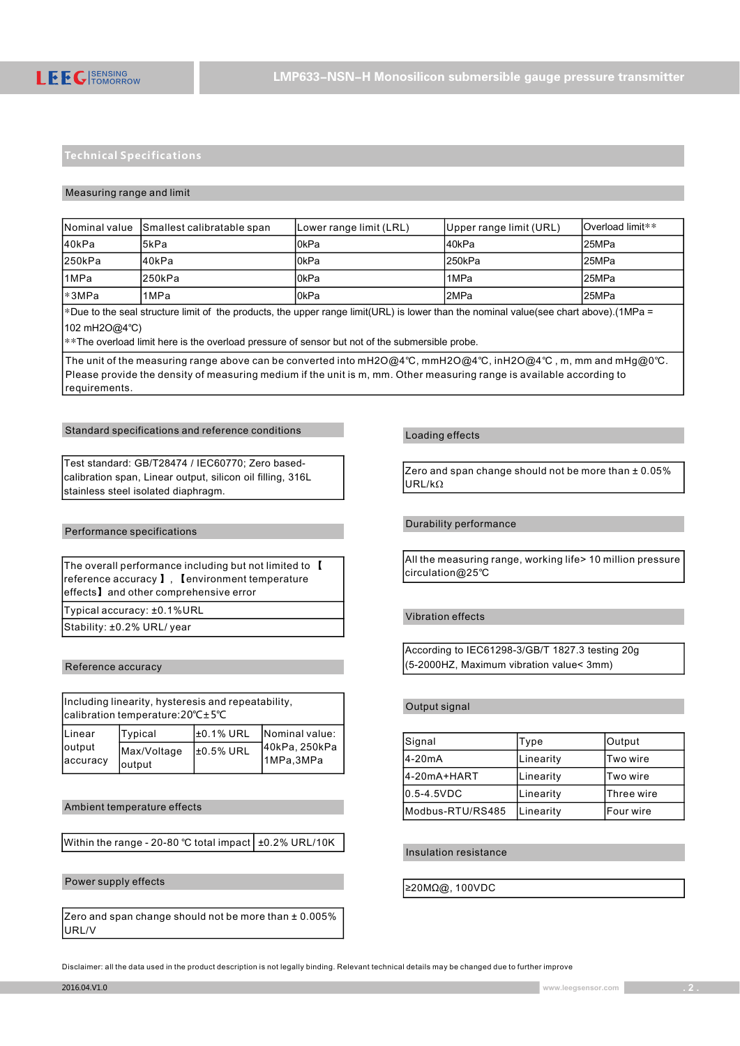## Technical Specifications

### Measuring range and limit

| Nominal value | Smallest calibratable span | Lower range limit (LRL) | Upper range limit (URL) | Overload limit** |
|---|---|---|---|---|
| 40kPa | 5kPa | 0kPa | 40kPa | 25MPa |
| 250kPa | 40kPa | 0kPa | 250kPa | 25MPa |
| 1MPa | 250kPa | 0kPa | 1MPa | 25MPa |
| *3MPa | 1MPa | 0kPa | 2MPa | 25MPa |

*Due to the seal structure limit of the products, the upper range limit(URL) is lower than the nominal value(see chart above).(1MPa = 102 mH2O@4℃)

**The overload limit here is the overload pressure of sensor but not of the submersible probe.

The unit of the measuring range above can be converted into mH2O@4℃, mmH2O@4℃, inH2O@4℃ , m, mm and mHg@0℃. Please provide the density of measuring medium if the unit is m, mm. Other measuring range is available according to requirements.

### Standard specifications and reference conditions

Test standard: GB/T28474 / IEC60770; Zero based-calibration span, Linear output, silicon oil filling, 316L stainless steel isolated diaphragm.

### Performance specifications

The overall performance including but not limited to 【reference accuracy】, 【environment temperature effects】 and other comprehensive error

Typical accuracy: ±0.1%URL

Stability: ±0.2% URL/ year

### Reference accuracy

Including linearity, hysteresis and repeatability, calibration temperature:20℃±5℃

| Linear output accuracy | Typical | ±0.1% URL | Nominal value: 40kPa, 250kPa 1MPa,3MPa |
|---|---|---|---|
| | Max/Voltage output | ±0.5% URL | |

### Ambient temperature effects

| Within the range - 20-80 ℃ total impact | ±0.2% URL/10K |
|---|---|

### Power supply effects

Zero and span change should not be more than ± 0.005% URL/V

### Loading effects

Zero and span change should not be more than ± 0.05% URL/kΩ

### Durability performance

All the measuring range, working life> 10 million pressure circulation@25℃

### Vibration effects

According to IEC61298-3/GB/T 1827.3 testing 20g (5-2000HZ, Maximum vibration value< 3mm)

### Output signal

| Signal | Type | Output |
|---|---|---|
| 4-20mA | Linearity | Two wire |
| 4-20mA+HART | Linearity | Two wire |
| 0.5-4.5VDC | Linearity | Three wire |
| Modbus-RTU/RS485 | Linearity | Four wire |

### Insulation resistance

≥20MΩ@, 100VDC

Disclaimer: all the data used in the product description is not legally binding. Relevant technical details may be changed due to further improve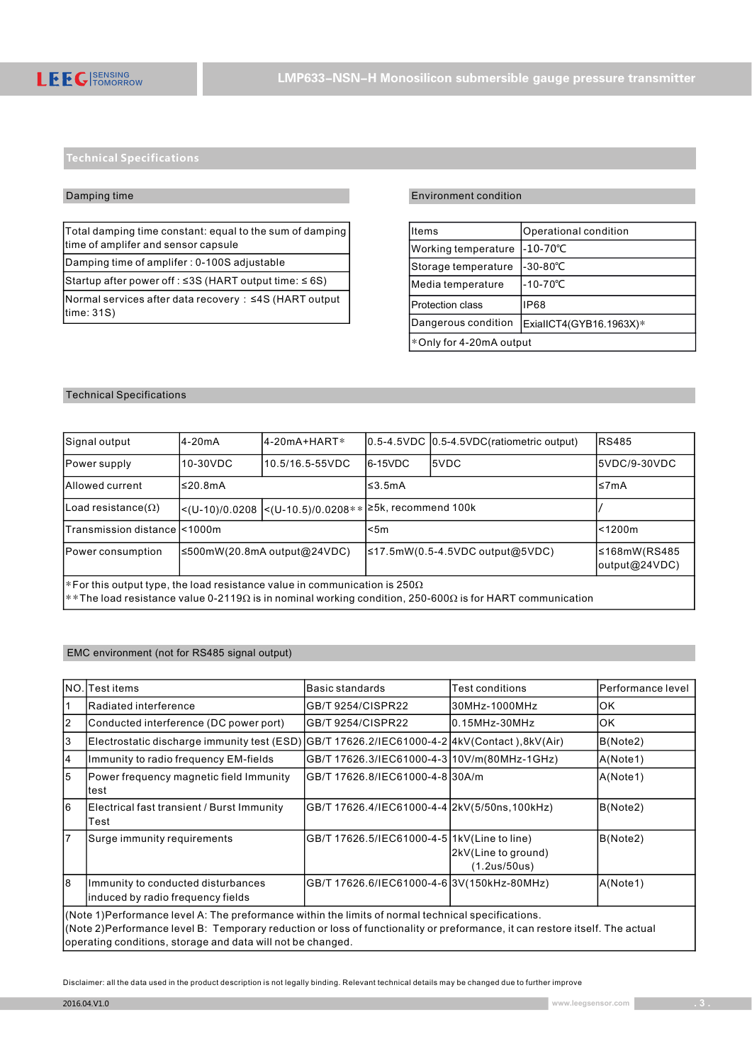## Technical Specifications

### Damping time

| Total damping time constant: equal to the sum of damping time of amplifer and sensor capsule |
|---|
| Damping time of amplifer : 0-100S adjustable |
| Startup after power off : ≤3S (HART output time: ≤ 6S) |
| Normal services after data recovery : ≤4S (HART output time: 31S) |

### Environment condition

| Items | Operational condition |
|---|---|
| Working temperature | -10-70℃ |
| Storage temperature | -30-80℃ |
| Media temperature | -10-70℃ |
| Protection class | IP68 |
| Dangerous condition | ExiaIICT4(GYB16.1963X)* |
| *Only for 4-20mA output | |

### Technical Specifications

| Signal output | 4-20mA | 4-20mA+HART* | 0.5-4.5VDC | 0.5-4.5VDC(ratiometric output) | RS485 |
|---|---|---|---|---|---|
| Power supply | 10-30VDC | 10.5/16.5-55VDC | 6-15VDC | 5VDC | 5VDC/9-30VDC |
| Allowed current | ≤20.8mA | | ≤3.5mA | | ≤7mA |
| Load resistance(Ω) | <(U-10)/0.0208 | <(U-10.5)/0.0208** | ≥5k, recommend 100k | | / |
| Transmission distance | <1000m | | <5m | | <1200m |
| Power consumption | ≤500mW(20.8mA output@24VDC) | | ≤17.5mW(0.5-4.5VDC output@5VDC) | | ≤168mW(RS485 output@24VDC) |

*For this output type, the load resistance value in communication is 250Ω
**The load resistance value 0-2119Ω is in nominal working condition, 250-600Ω is for HART communication

### EMC environment (not for RS485 signal output)

| NO. | Test items | Basic standards | Test conditions | Performance level |
|---|---|---|---|---|
| 1 | Radiated interference | GB/T 9254/CISPR22 | 30MHz-1000MHz | OK |
| 2 | Conducted interference (DC power port) | GB/T 9254/CISPR22 | 0.15MHz-30MHz | OK |
| 3 | Electrostatic discharge immunity test (ESD) | GB/T 17626.2/IEC61000-4-2 | 4kV(Contact ),8kV(Air) | B(Note2) |
| 4 | Immunity to radio frequency EM-fields | GB/T 17626.3/IEC61000-4-3 | 10V/m(80MHz-1GHz) | A(Note1) |
| 5 | Power frequency magnetic field Immunity test | GB/T 17626.8/IEC61000-4-8 | 30A/m | A(Note1) |
| 6 | Electrical fast transient / Burst Immunity Test | GB/T 17626.4/IEC61000-4-4 | 2kV(5/50ns,100kHz) | B(Note2) |
| 7 | Surge immunity requirements | GB/T 17626.5/IEC61000-4-5 | 1kV(Line to line) 2kV(Line to ground) (1.2us/50us) | B(Note2) |
| 8 | Immunity to conducted disturbances induced by radio frequency fields | GB/T 17626.6/IEC61000-4-6 | 3V(150kHz-80MHz) | A(Note1) |

(Note 1)Performance level A: The preformance within the limits of normal technical specifications.
(Note 2)Performance level B: Temporary reduction or loss of functionality or preformance, it can restore itself. The actual operating conditions, storage and data will not be changed.

Disclaimer: all the data used in the product description is not legally binding. Relevant technical details may be changed due to further improve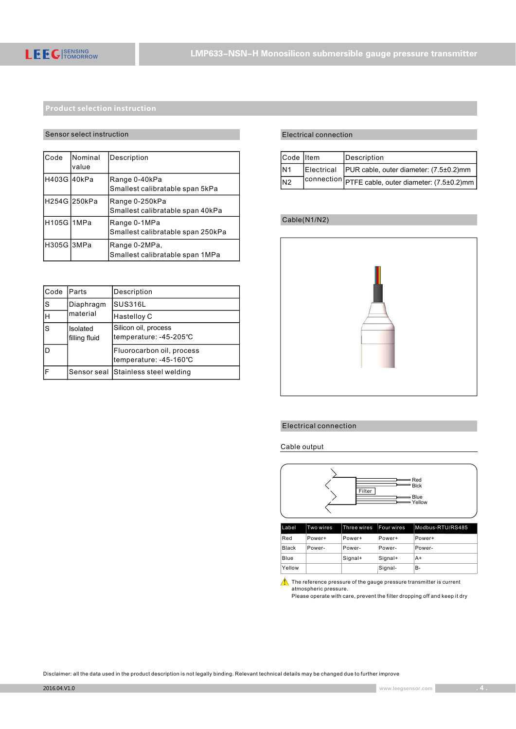## Product selection instruction

### Sensor select instruction

| Code | Nominal value | Description |
|---|---|---|
| H403G | 40kPa | Range 0-40kPa<br>Smallest calibratable span 5kPa |
| H254G | 250kPa | Range 0-250kPa<br>Smallest calibratable span 40kPa |
| H105G | 1MPa | Range 0-1MPa<br>Smallest calibratable span 250kPa |
| H305G | 3MPa | Range 0-2MPa,<br>Smallest calibratable span 1MPa |

| Code | Parts | Description |
|---|---|---|
| S | Diaphragm material | SUS316L |
| H | | Hastelloy C |
| S | Isolated filling fluid | Silicon oil, process temperature: -45-205℃ |
| D | | Fluorocarbon oil, process temperature: -45-160℃ |
| F | Sensor seal | Stainless steel welding |

### Electrical connection

| Code | Item | Description |
|---|---|---|
| N1 | Electrical connection | PUR cable, outer diameter: (7.5±0.2)mm |
| N2 | | PTFE cable, outer diameter: (7.5±0.2)mm |

### Cable(N1/N2)

### Electrical connection

Cable output

Filter — Red, Blck, Blue, Yellow

| Label | Two wires | Three wires | Four wires | Modbus-RTU/RS485 |
|---|---|---|---|---|
| Red | Power+ | Power+ | Power+ | Power+ |
| Black | Power- | Power- | Power- | Power- |
| Blue | | Signal+ | Signal+ | A+ |
| Yellow | | | Signal- | B- |

⚠ The reference pressure of the gauge pressure transmitter is current atmospheric pressure.
Please operate with care, prevent the filter dropping off and keep it dry

Disclaimer: all the data used in the product description is not legally binding. Relevant technical details may be changed due to further improve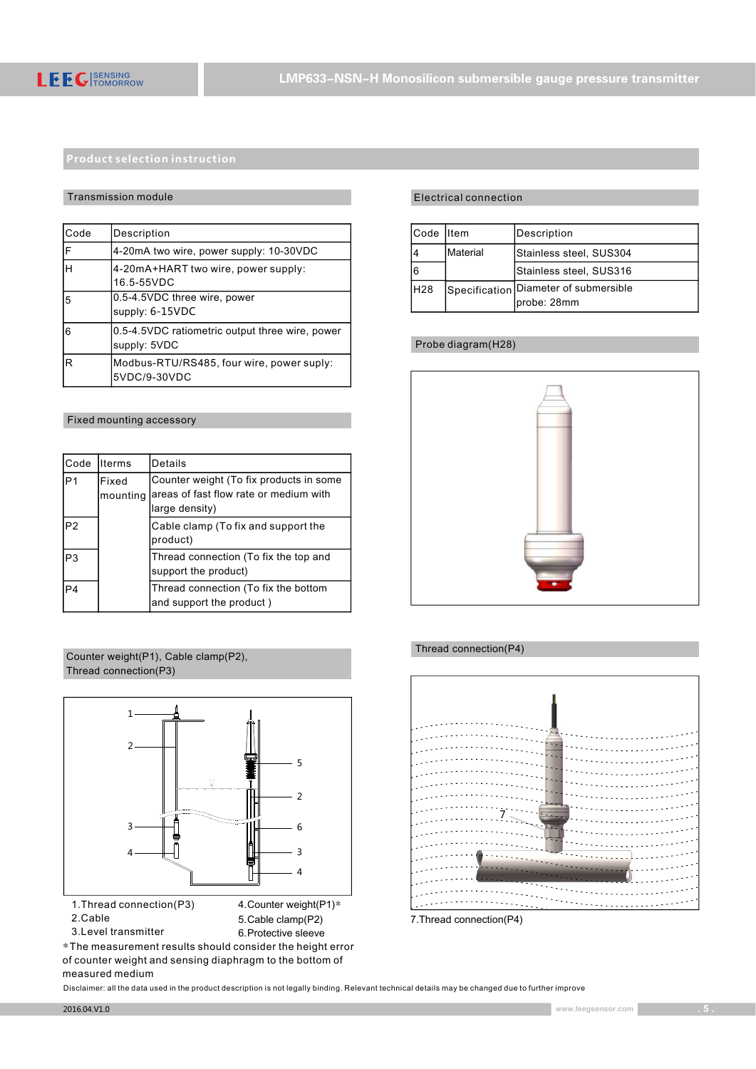## Product selection instruction

### Transmission module

| Code | Description |
|---|---|
| F | 4-20mA two wire, power supply: 10-30VDC |
| H | 4-20mA+HART two wire, power supply: 16.5-55VDC |
| 5 | 0.5-4.5VDC three wire, power supply: 6-15VDC |
| 6 | 0.5-4.5VDC ratiometric output three wire, power supply: 5VDC |
| R | Modbus-RTU/RS485, four wire, power suply: 5VDC/9-30VDC |

### Fixed mounting accessory

| Code | Iterms | Details |
|---|---|---|
| P1 | Fixed mounting | Counter weight (To fix products in some areas of fast flow rate or medium with large density) |
| P2 | | Cable clamp (To fix and support the product) |
| P3 | | Thread connection (To fix the top and support the product) |
| P4 | | Thread connection (To fix the bottom and support the product ) |

### Counter weight(P1), Cable clamp(P2), Thread connection(P3)

1.Thread connection(P3)
2.Cable
3.Level transmitter
4.Counter weight(P1)*
5.Cable clamp(P2)
6.Protective sleeve

*The measurement results should consider the height error of counter weight and sensing diaphragm to the bottom of measured medium

### Electrical connection

| Code | Item | Description |
|---|---|---|
| 4 | Material | Stainless steel, SUS304 |
| 6 | | Stainless steel, SUS316 |
| H28 | Specification | Diameter of submersible probe: 28mm |

### Probe diagram(H28)

### Thread connection(P4)

7.Thread connection(P4)

Disclaimer: all the data used in the product description is not legally binding. Relevant technical details may be changed due to further improve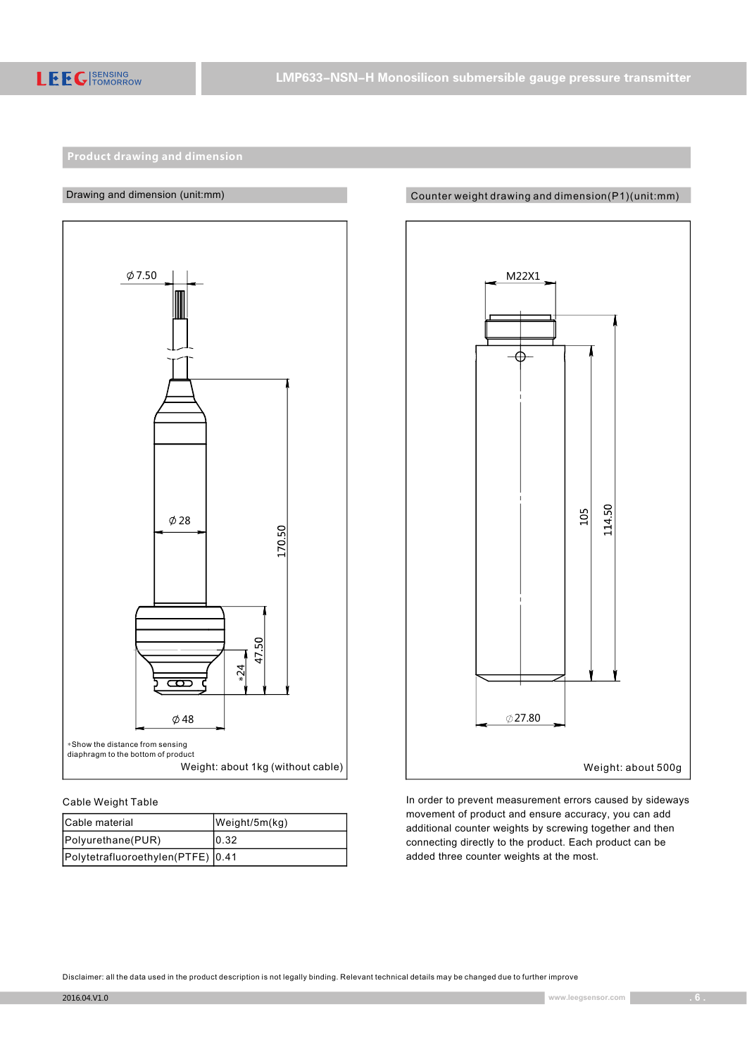## Product drawing and dimension

### Drawing and dimension (unit:mm)

Ø7.50

Ø28

170.50

47.50

*24

Ø48

*Show the distance from sensing diaphragm to the bottom of product

Weight: about 1kg (without cable)

### Counter weight drawing and dimension(P1)(unit:mm)

M22X1

105

114.50

Ø27.80

Weight: about 500g

Cable Weight Table

| Cable material | Weight/5m(kg) |
|---|---|
| Polyurethane(PUR) | 0.32 |
| Polytetrafluoroethylen(PTFE) | 0.41 |

In order to prevent measurement errors caused by sideways movement of product and ensure accuracy, you can add additional counter weights by screwing together and then connecting directly to the product. Each product can be added three counter weights at the most.

Disclaimer: all the data used in the product description is not legally binding. Relevant technical details may be changed due to further improve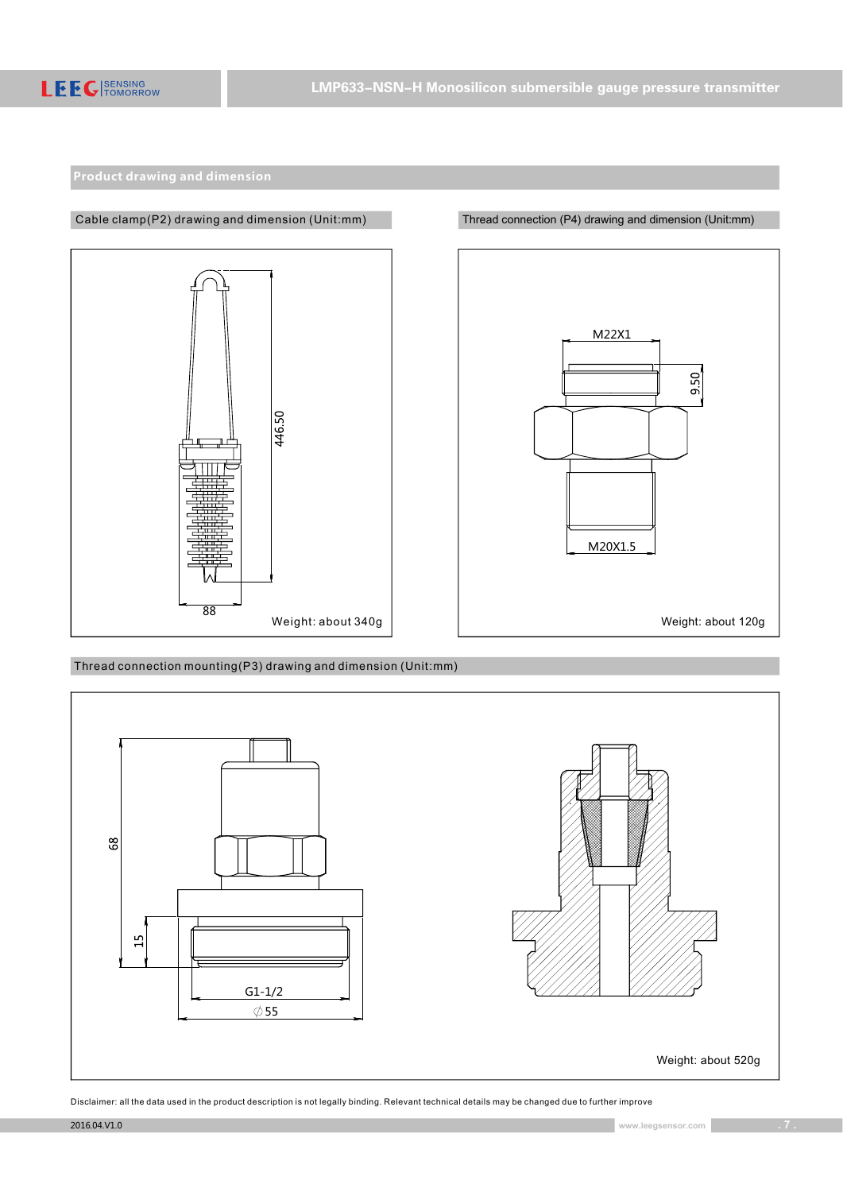## Product drawing and dimension

### Cable clamp(P2) drawing and dimension (Unit:mm)

446.50

88

Weight: about 340g

### Thread connection (P4) drawing and dimension (Unit:mm)

M22X1

9.50

M20X1.5

Weight: about 120g

### Thread connection mounting(P3) drawing and dimension (Unit:mm)

68

15

G1-1/2

∅55

Weight: about 520g

Disclaimer: all the data used in the product description is not legally binding. Relevant technical details may be changed due to further improve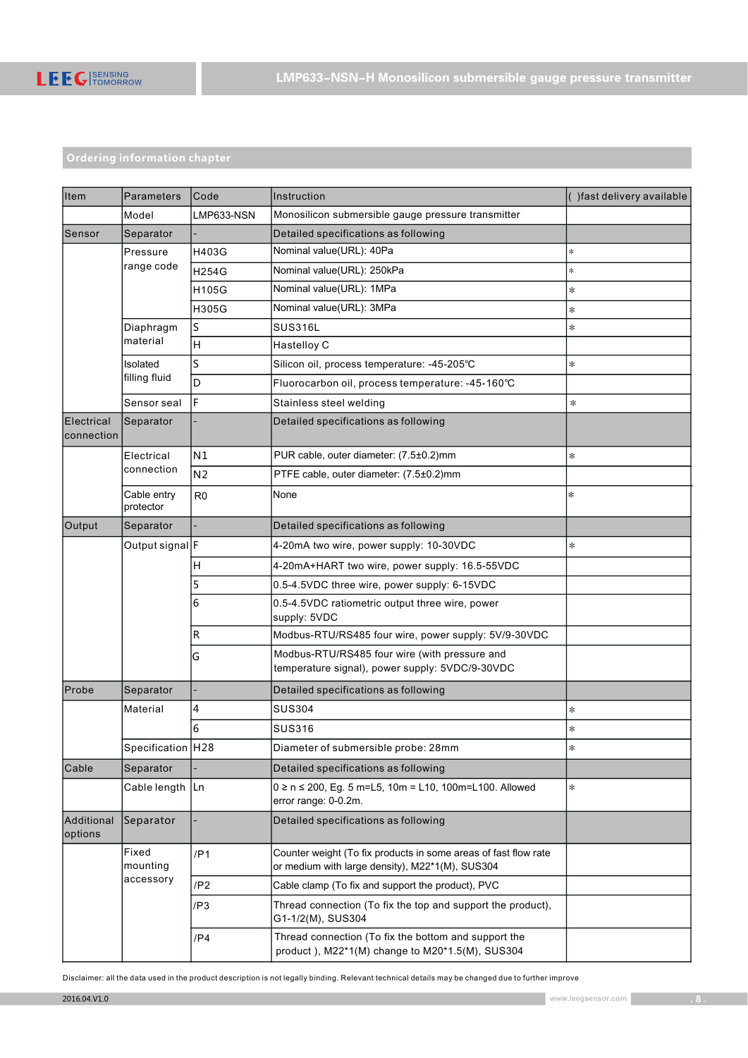## Ordering information chapter

| Item | Parameters | Code | Instruction | ( )fast delivery available |
|---|---|---|---|---|
| | Model | LMP633-NSN | Monosilicon submersible gauge pressure transmitter | |
| Sensor | Separator | - | Detailed specifications as following | |
| | Pressure range code | H403G | Nominal value(URL): 40Pa | * |
| | | H254G | Nominal value(URL): 250kPa | * |
| | | H105G | Nominal value(URL): 1MPa | * |
| | | H305G | Nominal value(URL): 3MPa | * |
| | Diaphragm material | S | SUS316L | * |
| | | H | Hastelloy C | |
| | Isolated filling fluid | S | Silicon oil, process temperature: -45-205℃ | * |
| | | D | Fluorocarbon oil, process temperature: -45-160℃ | |
| | Sensor seal | F | Stainless steel welding | * |
| Electrical connection | Separator | - | Detailed specifications as following | |
| | Electrical connection | N1 | PUR cable, outer diameter: (7.5±0.2)mm | * |
| | | N2 | PTFE cable, outer diameter: (7.5±0.2)mm | |
| | Cable entry protector | R0 | None | * |
| Output | Separator | - | Detailed specifications as following | |
| | Output signal | F | 4-20mA two wire, power supply: 10-30VDC | * |
| | | H | 4-20mA+HART two wire, power supply: 16.5-55VDC | |
| | | 5 | 0.5-4.5VDC three wire, power supply: 6-15VDC | |
| | | 6 | 0.5-4.5VDC ratiometric output three wire, power supply: 5VDC | |
| | | R | Modbus-RTU/RS485 four wire, power supply: 5V/9-30VDC | |
| | | G | Modbus-RTU/RS485 four wire (with pressure and temperature signal), power supply: 5VDC/9-30VDC | |
| Probe | Separator | - | Detailed specifications as following | |
| | Material | 4 | SUS304 | * |
| | | 6 | SUS316 | * |
| | Specification | H28 | Diameter of submersible probe: 28mm | * |
| Cable | Separator | - | Detailed specifications as following | |
| | Cable length | Ln | 0 ≥ n ≤ 200, Eg. 5 m=L5, 10m = L10, 100m=L100. Allowed error range: 0-0.2m. | * |
| Additional options | Separator | - | Detailed specifications as following | |
| | Fixed mounting accessory | /P1 | Counter weight (To fix products in some areas of fast flow rate or medium with large density), M22*1(M), SUS304 | |
| | | /P2 | Cable clamp (To fix and support the product), PVC | |
| | | /P3 | Thread connection (To fix the top and support the product), G1-1/2(M), SUS304 | |
| | | /P4 | Thread connection (To fix the bottom and support the product ), M22*1(M) change to M20*1.5(M), SUS304 | |

Disclaimer: all the data used in the product description is not legally binding. Relevant technical details may be changed due to further improve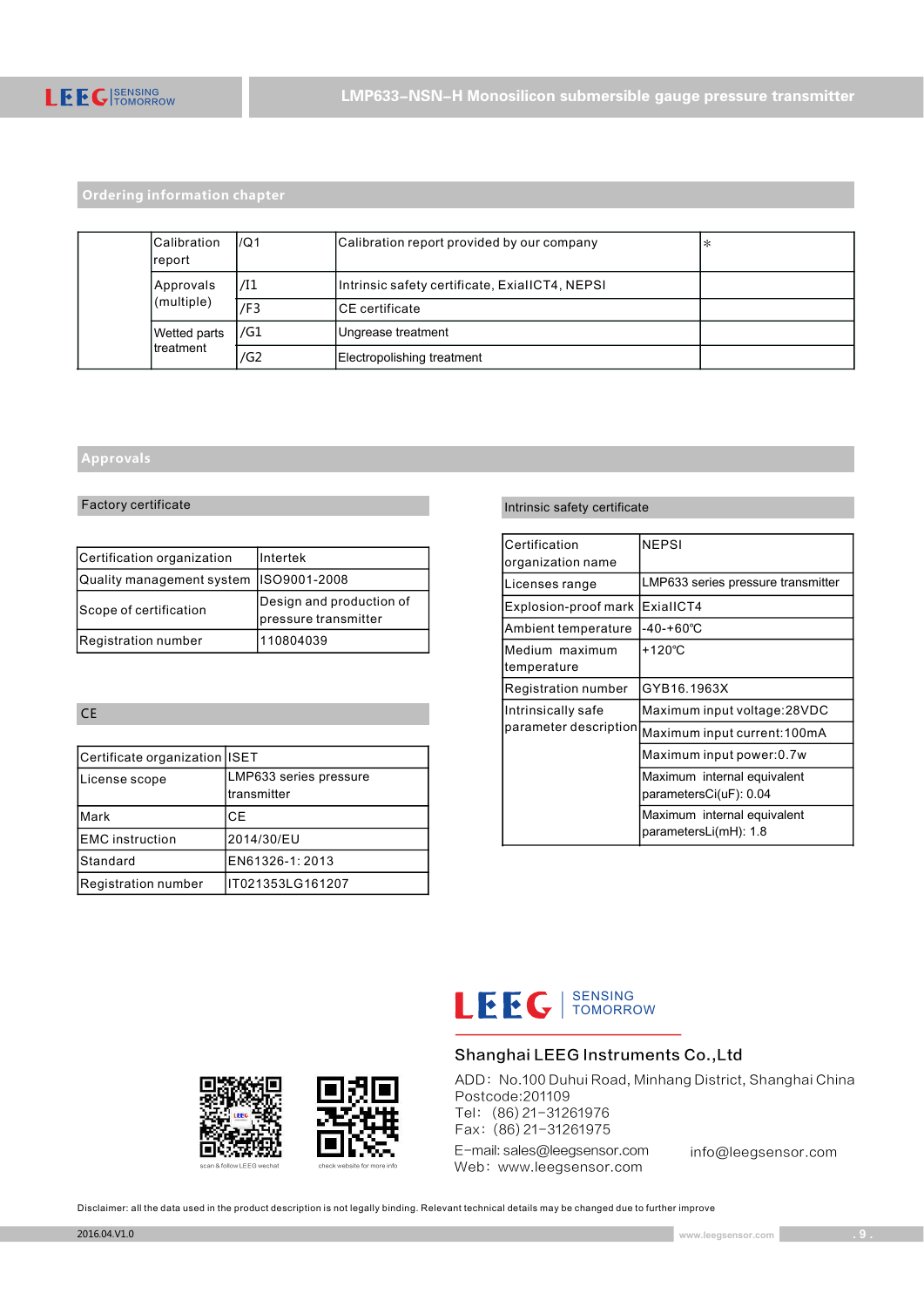## Ordering information chapter

| | | | | |
|---|---|---|---|---|
| | Calibration report | /Q1 | Calibration report provided by our company | * |
| | Approvals (multiple) | /I1 | Intrinsic safety certificate, ExiaIICT4, NEPSI | |
| | | /F3 | CE certificate | |
| | Wetted parts treatment | /G1 | Ungrease treatment | |
| | | /G2 | Electropolishing treatment | |

## Approvals

### Factory certificate

| | |
|---|---|
| Certification organization | Intertek |
| Quality management system | ISO9001-2008 |
| Scope of certification | Design and production of pressure transmitter |
| Registration number | 110804039 |

### CE

| | |
|---|---|
| Certificate organization | ISET |
| License scope | LMP633 series pressure transmitter |
| Mark | CE |
| EMC instruction | 2014/30/EU |
| Standard | EN61326-1: 2013 |
| Registration number | IT021353LG161207 |

### Intrinsic safety certificate

| | |
|---|---|
| Certification organization name | NEPSI |
| Licenses range | LMP633 series pressure transmitter |
| Explosion-proof mark | ExiaIICT4 |
| Ambient temperature | -40-+60℃ |
| Medium maximum temperature | +120℃ |
| Registration number | GYB16.1963X |
| Intrinsically safe parameter description | Maximum input voltage:28VDC |
| | Maximum input current:100mA |
| | Maximum input power:0.7w |
| | Maximum internal equivalent parametersCi(uF): 0.04 |
| | Maximum internal equivalent parametersLi(mH): 1.8 |

LEEG | SENSING TOMORROW

scan & follow LEEG wechat

check website for more info

**Shanghai LEEG Instruments Co.,Ltd**

ADD: No.100 Duhui Road, Minhang District, Shanghai China
Postcode:201109
Tel: (86) 21-31261976
Fax: (86) 21-31261975
E-mail: sales@leegsensor.com info@leegsensor.com
Web: www.leegsensor.com

Disclaimer: all the data used in the product description is not legally binding. Relevant technical details may be changed due to further improve

2016.04.V1.0